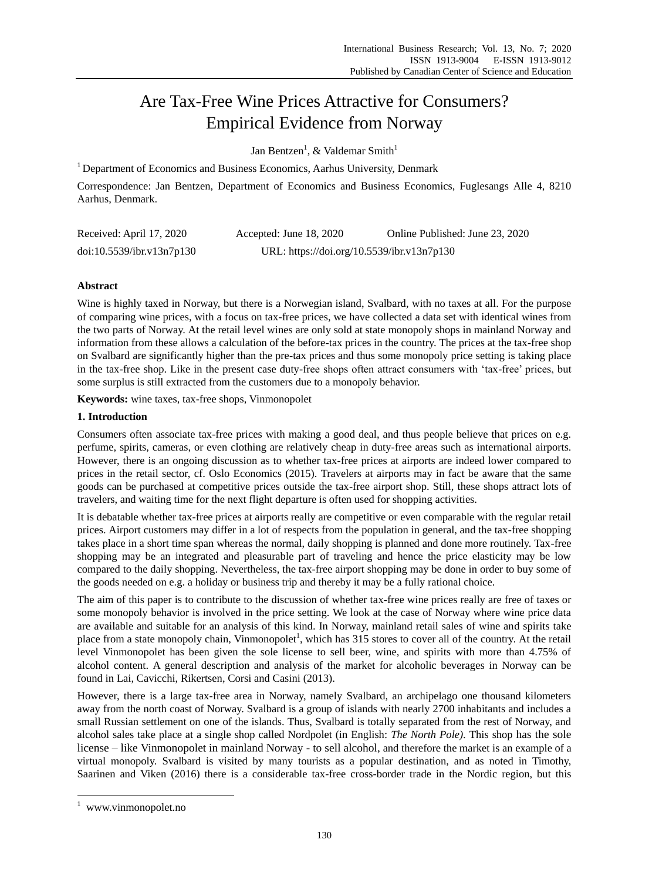# Are Tax-Free Wine Prices Attractive for Consumers? Empirical Evidence from Norway

Jan Bentzen[1], & Valdemar Smith[1]

[1] Department of Economics and Business Economics, Aarhus University, Denmark

Correspondence: Jan Bentzen, Department of Economics and Business Economics, Fuglesangs Alle 4, 8210 Aarhus, Denmark.

Received: April 17, 2020 Accepted: June 18, 2020 Online Published: June 23, 2020

doi:10.5539/ibr.v13n7p130 URL: https://doi.org/10.5539/ibr.v13n7p130

**Abstract**

Wine is highly taxed in Norway, but there is a Norwegian island, Svalbard, with no taxes at all. For the purpose of comparing wine prices, with a focus on tax-free prices, we have collected a data set with identical wines from the two parts of Norway. At the retail level wines are only sold at state monopoly shops in mainland Norway and information from these allows a calculation of the before-tax prices in the country. The prices at the tax-free shop on Svalbard are significantly higher than the pre-tax prices and thus some monopoly price setting is taking place in the tax-free shop. Like in the present case duty-free shops often attract consumers with 'tax-free' prices, but some surplus is still extracted from the customers due to a monopoly behavior.

**Keywords:** wine taxes, tax-free shops, Vinmonopolet

## 1. Introduction

Consumers often associate tax-free prices with making a good deal, and thus people believe that prices on e.g. perfume, spirits, cameras, or even clothing are relatively cheap in duty-free areas such as international airports. However, there is an ongoing discussion as to whether tax-free prices at airports are indeed lower compared to prices in the retail sector, cf. Oslo Economics (2015). Travelers at airports may in fact be aware that the same goods can be purchased at competitive prices outside the tax-free airport shop. Still, these shops attract lots of travelers, and waiting time for the next flight departure is often used for shopping activities.

It is debatable whether tax-free prices at airports really are competitive or even comparable with the regular retail prices. Airport customers may differ in a lot of respects from the population in general, and the tax-free shopping takes place in a short time span whereas the normal, daily shopping is planned and done more routinely. Tax-free shopping may be an integrated and pleasurable part of traveling and hence the price elasticity may be low compared to the daily shopping. Nevertheless, the tax-free airport shopping may be done in order to buy some of the goods needed on e.g. a holiday or business trip and thereby it may be a fully rational choice.

The aim of this paper is to contribute to the discussion of whether tax-free wine prices really are free of taxes or some monopoly behavior is involved in the price setting. We look at the case of Norway where wine price data are available and suitable for an analysis of this kind. In Norway, mainland retail sales of wine and spirits take place from a state monopoly chain, Vinmonopolet[1], which has 315 stores to cover all of the country. At the retail level Vinmonopolet has been given the sole license to sell beer, wine, and spirits with more than 4.75% of alcohol content. A general description and analysis of the market for alcoholic beverages in Norway can be found in Lai, Cavicchi, Rikertsen, Corsi and Casini (2013).

However, there is a large tax-free area in Norway, namely Svalbard, an archipelago one thousand kilometers away from the north coast of Norway. Svalbard is a group of islands with nearly 2700 inhabitants and includes a small Russian settlement on one of the islands. Thus, Svalbard is totally separated from the rest of Norway, and alcohol sales take place at a single shop called Nordpolet (in English: *The North Pole)*. This shop has the sole license – like Vinmonopolet in mainland Norway - to sell alcohol, and therefore the market is an example of a virtual monopoly. Svalbard is visited by many tourists as a popular destination, and as noted in Timothy, Saarinen and Viken (2016) there is a considerable tax-free cross-border trade in the Nordic region, but this

[1] www.vinmonopolet.no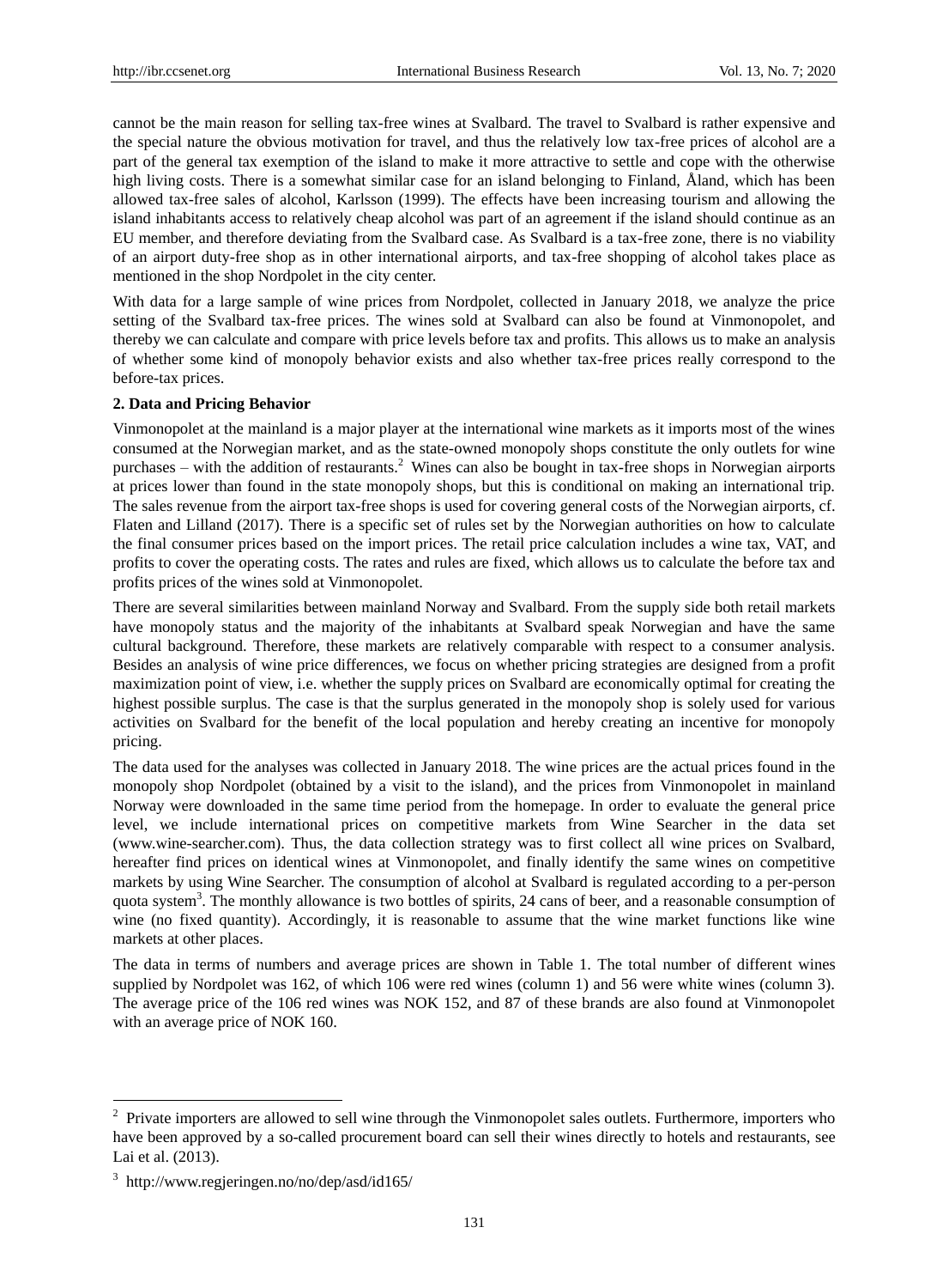cannot be the main reason for selling tax-free wines at Svalbard. The travel to Svalbard is rather expensive and the special nature the obvious motivation for travel, and thus the relatively low tax-free prices of alcohol are a part of the general tax exemption of the island to make it more attractive to settle and cope with the otherwise high living costs. There is a somewhat similar case for an island belonging to Finland, Åland, which has been allowed tax-free sales of alcohol, Karlsson (1999). The effects have been increasing tourism and allowing the island inhabitants access to relatively cheap alcohol was part of an agreement if the island should continue as an EU member, and therefore deviating from the Svalbard case. As Svalbard is a tax-free zone, there is no viability of an airport duty-free shop as in other international airports, and tax-free shopping of alcohol takes place as mentioned in the shop Nordpolet in the city center.

With data for a large sample of wine prices from Nordpolet, collected in January 2018, we analyze the price setting of the Svalbard tax-free prices. The wines sold at Svalbard can also be found at Vinmonopolet, and thereby we can calculate and compare with price levels before tax and profits. This allows us to make an analysis of whether some kind of monopoly behavior exists and also whether tax-free prices really correspond to the before-tax prices.

**2. Data and Pricing Behavior**

Vinmonopolet at the mainland is a major player at the international wine markets as it imports most of the wines consumed at the Norwegian market, and as the state-owned monopoly shops constitute the only outlets for wine purchases – with the addition of restaurants.[2] Wines can also be bought in tax-free shops in Norwegian airports at prices lower than found in the state monopoly shops, but this is conditional on making an international trip. The sales revenue from the airport tax-free shops is used for covering general costs of the Norwegian airports, cf. Flaten and Lilland (2017). There is a specific set of rules set by the Norwegian authorities on how to calculate the final consumer prices based on the import prices. The retail price calculation includes a wine tax, VAT, and profits to cover the operating costs. The rates and rules are fixed, which allows us to calculate the before tax and profits prices of the wines sold at Vinmonopolet.

There are several similarities between mainland Norway and Svalbard. From the supply side both retail markets have monopoly status and the majority of the inhabitants at Svalbard speak Norwegian and have the same cultural background. Therefore, these markets are relatively comparable with respect to a consumer analysis. Besides an analysis of wine price differences, we focus on whether pricing strategies are designed from a profit maximization point of view, i.e. whether the supply prices on Svalbard are economically optimal for creating the highest possible surplus. The case is that the surplus generated in the monopoly shop is solely used for various activities on Svalbard for the benefit of the local population and hereby creating an incentive for monopoly pricing.

The data used for the analyses was collected in January 2018. The wine prices are the actual prices found in the monopoly shop Nordpolet (obtained by a visit to the island), and the prices from Vinmonopolet in mainland Norway were downloaded in the same time period from the homepage. In order to evaluate the general price level, we include international prices on competitive markets from Wine Searcher in the data set (www.wine-searcher.com). Thus, the data collection strategy was to first collect all wine prices on Svalbard, hereafter find prices on identical wines at Vinmonopolet, and finally identify the same wines on competitive markets by using Wine Searcher. The consumption of alcohol at Svalbard is regulated according to a per-person quota system[3]. The monthly allowance is two bottles of spirits, 24 cans of beer, and a reasonable consumption of wine (no fixed quantity). Accordingly, it is reasonable to assume that the wine market functions like wine markets at other places.

The data in terms of numbers and average prices are shown in Table 1. The total number of different wines supplied by Nordpolet was 162, of which 106 were red wines (column 1) and 56 were white wines (column 3). The average price of the 106 red wines was NOK 152, and 87 of these brands are also found at Vinmonopolet with an average price of NOK 160.

---

[2] Private importers are allowed to sell wine through the Vinmonopolet sales outlets. Furthermore, importers who have been approved by a so-called procurement board can sell their wines directly to hotels and restaurants, see Lai et al. (2013).

[3] http://www.regjeringen.no/no/dep/asd/id165/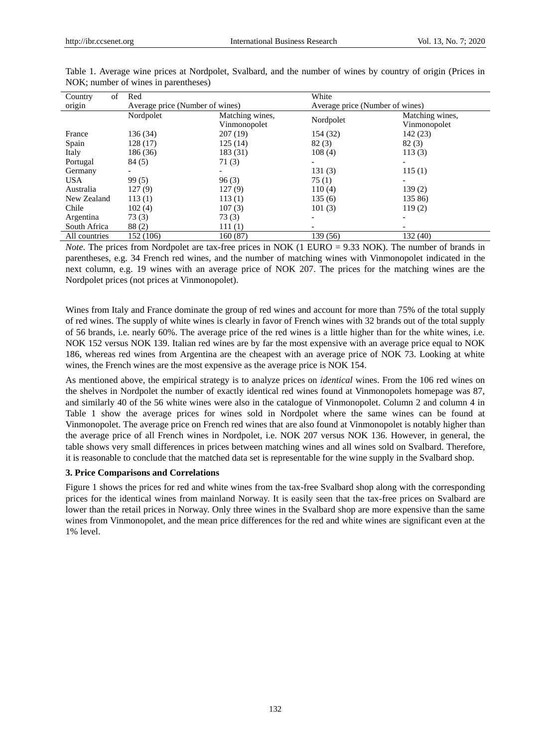Table 1. Average wine prices at Nordpolet, Svalbard, and the number of wines by country of origin (Prices in NOK; number of wines in parentheses)

| Country of origin | Red | | White | |
|---|---|---|---|---|
| | Average price (Number of wines) | | Average price (Number of wines) | |
| | Nordpolet | Matching wines, Vinmonopolet | Nordpolet | Matching wines, Vinmonopolet |
| France | 136 (34) | 207 (19) | 154 (32) | 142 (23) |
| Spain | 128 (17) | 125 (14) | 82 (3) | 82 (3) |
| Italy | 186 (36) | 183 (31) | 108 (4) | 113 (3) |
| Portugal | 84 (5) | 71 (3) | - | - |
| Germany | - | - | 131 (3) | 115 (1) |
| USA | 99 (5) | 96 (3) | 75 (1) | - |
| Australia | 127 (9) | 127 (9) | 110 (4) | 139 (2) |
| New Zealand | 113 (1) | 113 (1) | 135 (6) | 135 86) |
| Chile | 102 (4) | 107 (3) | 101 (3) | 119 (2) |
| Argentina | 73 (3) | 73 (3) | - | - |
| South Africa | 88 (2) | 111 (1) | - | - |
| All countries | 152 (106) | 160 (87) | 139 (56) | 132 (40) |

*Note*. The prices from Nordpolet are tax-free prices in NOK (1 EURO = 9.33 NOK). The number of brands in parentheses, e.g. 34 French red wines, and the number of matching wines with Vinmonopolet indicated in the next column, e.g. 19 wines with an average price of NOK 207. The prices for the matching wines are the Nordpolet prices (not prices at Vinmonopolet).

Wines from Italy and France dominate the group of red wines and account for more than 75% of the total supply of red wines. The supply of white wines is clearly in favor of French wines with 32 brands out of the total supply of 56 brands, i.e. nearly 60%. The average price of the red wines is a little higher than for the white wines, i.e. NOK 152 versus NOK 139. Italian red wines are by far the most expensive with an average price equal to NOK 186, whereas red wines from Argentina are the cheapest with an average price of NOK 73. Looking at white wines, the French wines are the most expensive as the average price is NOK 154.

As mentioned above, the empirical strategy is to analyze prices on *identical* wines. From the 106 red wines on the shelves in Nordpolet the number of exactly identical red wines found at Vinmonopolets homepage was 87, and similarly 40 of the 56 white wines were also in the catalogue of Vinmonopolet. Column 2 and column 4 in Table 1 show the average prices for wines sold in Nordpolet where the same wines can be found at Vinmonopolet. The average price on French red wines that are also found at Vinmonopolet is notably higher than the average price of all French wines in Nordpolet, i.e. NOK 207 versus NOK 136. However, in general, the table shows very small differences in prices between matching wines and all wines sold on Svalbard. Therefore, it is reasonable to conclude that the matched data set is representable for the wine supply in the Svalbard shop.

### 3. Price Comparisons and Correlations

Figure 1 shows the prices for red and white wines from the tax-free Svalbard shop along with the corresponding prices for the identical wines from mainland Norway. It is easily seen that the tax-free prices on Svalbard are lower than the retail prices in Norway. Only three wines in the Svalbard shop are more expensive than the same wines from Vinmonopolet, and the mean price differences for the red and white wines are significant even at the 1% level.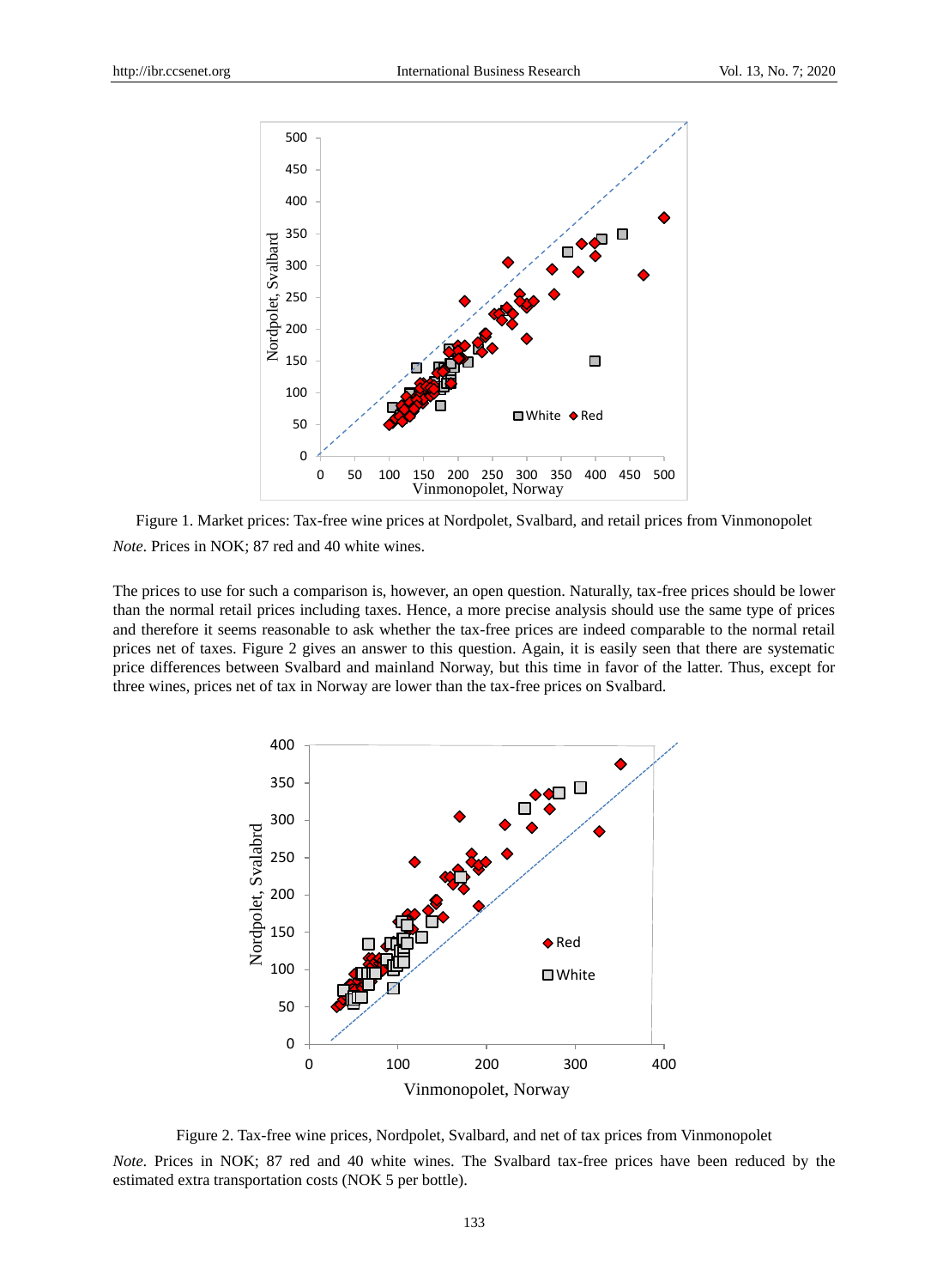Figure 1. Market prices: Tax-free wine prices at Nordpolet, Svalbard, and retail prices from Vinmonopolet

*Note.* Prices in NOK; 87 red and 40 white wines.

The prices to use for such a comparison is, however, an open question. Naturally, tax-free prices should be lower than the normal retail prices including taxes. Hence, a more precise analysis should use the same type of prices and therefore it seems reasonable to ask whether the tax-free prices are indeed comparable to the normal retail prices net of taxes. Figure 2 gives an answer to this question. Again, it is easily seen that there are systematic price differences between Svalbard and mainland Norway, but this time in favor of the latter. Thus, except for three wines, prices net of tax in Norway are lower than the tax-free prices on Svalbard.

Figure 2. Tax-free wine prices, Nordpolet, Svalbard, and net of tax prices from Vinmonopolet

*Note.* Prices in NOK; 87 red and 40 white wines. The Svalbard tax-free prices have been reduced by the estimated extra transportation costs (NOK 5 per bottle).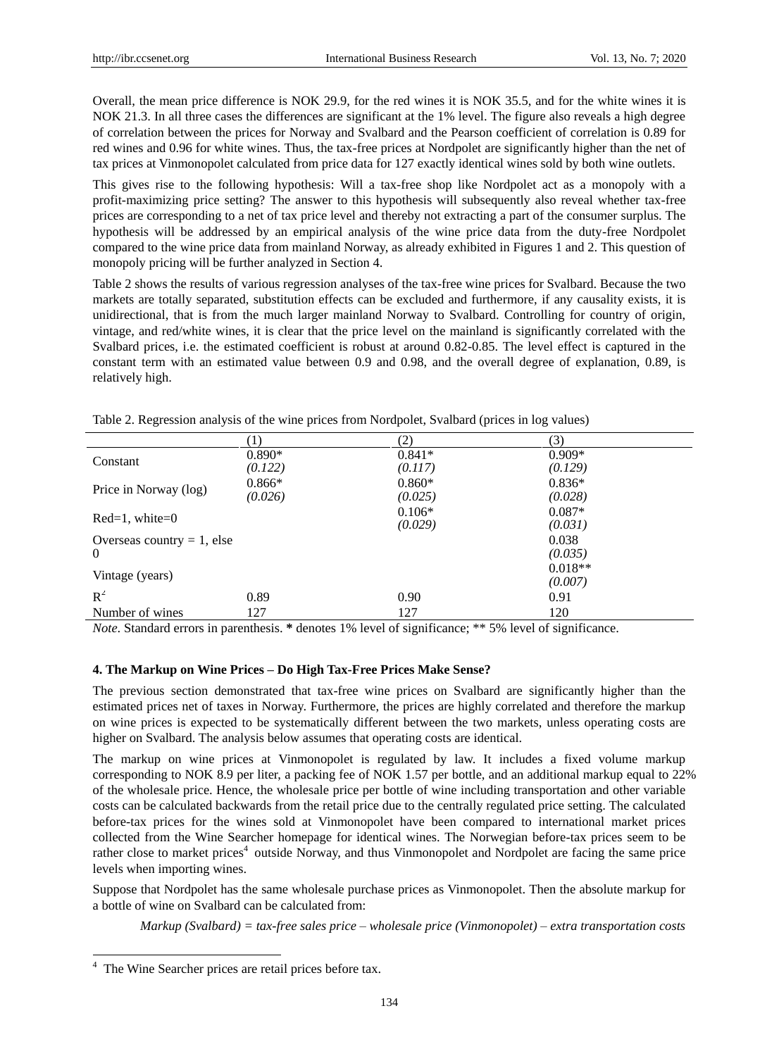Overall, the mean price difference is NOK 29.9, for the red wines it is NOK 35.5, and for the white wines it is NOK 21.3. In all three cases the differences are significant at the 1% level. The figure also reveals a high degree of correlation between the prices for Norway and Svalbard and the Pearson coefficient of correlation is 0.89 for red wines and 0.96 for white wines. Thus, the tax-free prices at Nordpolet are significantly higher than the net of tax prices at Vinmonopolet calculated from price data for 127 exactly identical wines sold by both wine outlets.

This gives rise to the following hypothesis: Will a tax-free shop like Nordpolet act as a monopoly with a profit-maximizing price setting? The answer to this hypothesis will subsequently also reveal whether tax-free prices are corresponding to a net of tax price level and thereby not extracting a part of the consumer surplus. The hypothesis will be addressed by an empirical analysis of the wine price data from the duty-free Nordpolet compared to the wine price data from mainland Norway, as already exhibited in Figures 1 and 2. This question of monopoly pricing will be further analyzed in Section 4.

Table 2 shows the results of various regression analyses of the tax-free wine prices for Svalbard. Because the two markets are totally separated, substitution effects can be excluded and furthermore, if any causality exists, it is unidirectional, that is from the much larger mainland Norway to Svalbard. Controlling for country of origin, vintage, and red/white wines, it is clear that the price level on the mainland is significantly correlated with the Svalbard prices, i.e. the estimated coefficient is robust at around 0.82-0.85. The level effect is captured in the constant term with an estimated value between 0.9 and 0.98, and the overall degree of explanation, 0.89, is relatively high.

Table 2. Regression analysis of the wine prices from Nordpolet, Svalbard (prices in log values)

| | (1) | (2) | (3) |
|---|---|---|---|
| Constant | 0.890* <br> *(0.122)* | 0.841* <br> *(0.117)* | 0.909* <br> *(0.129)* |
| Price in Norway (log) | 0.866* <br> *(0.026)* | 0.860* <br> *(0.025)* | 0.836* <br> *(0.028)* |
| Red=1, white=0 | | 0.106* <br> *(0.029)* | 0.087* <br> *(0.031)* |
| Overseas country = 1, else 0 | | | 0.038 <br> *(0.035)* |
| Vintage (years) | | | 0.018** <br> *(0.007)* |
| $R^2$ | 0.89 | 0.90 | 0.91 |
| Number of wines | 127 | 127 | 120 |

*Note.* Standard errors in parenthesis. **\*** denotes 1% level of significance; ** 5% level of significance.

#### 4. The Markup on Wine Prices – Do High Tax-Free Prices Make Sense?

The previous section demonstrated that tax-free wine prices on Svalbard are significantly higher than the estimated prices net of taxes in Norway. Furthermore, the prices are highly correlated and therefore the markup on wine prices is expected to be systematically different between the two markets, unless operating costs are higher on Svalbard. The analysis below assumes that operating costs are identical.

The markup on wine prices at Vinmonopolet is regulated by law. It includes a fixed volume markup corresponding to NOK 8.9 per liter, a packing fee of NOK 1.57 per bottle, and an additional markup equal to 22% of the wholesale price. Hence, the wholesale price per bottle of wine including transportation and other variable costs can be calculated backwards from the retail price due to the centrally regulated price setting. The calculated before-tax prices for the wines sold at Vinmonopolet have been compared to international market prices collected from the Wine Searcher homepage for identical wines. The Norwegian before-tax prices seem to be rather close to market prices[4] outside Norway, and thus Vinmonopolet and Nordpolet are facing the same price levels when importing wines.

Suppose that Nordpolet has the same wholesale purchase prices as Vinmonopolet. Then the absolute markup for a bottle of wine on Svalbard can be calculated from:

*Markup (Svalbard) = tax-free sales price – wholesale price (Vinmonopolet) – extra transportation costs*

[4] The Wine Searcher prices are retail prices before tax.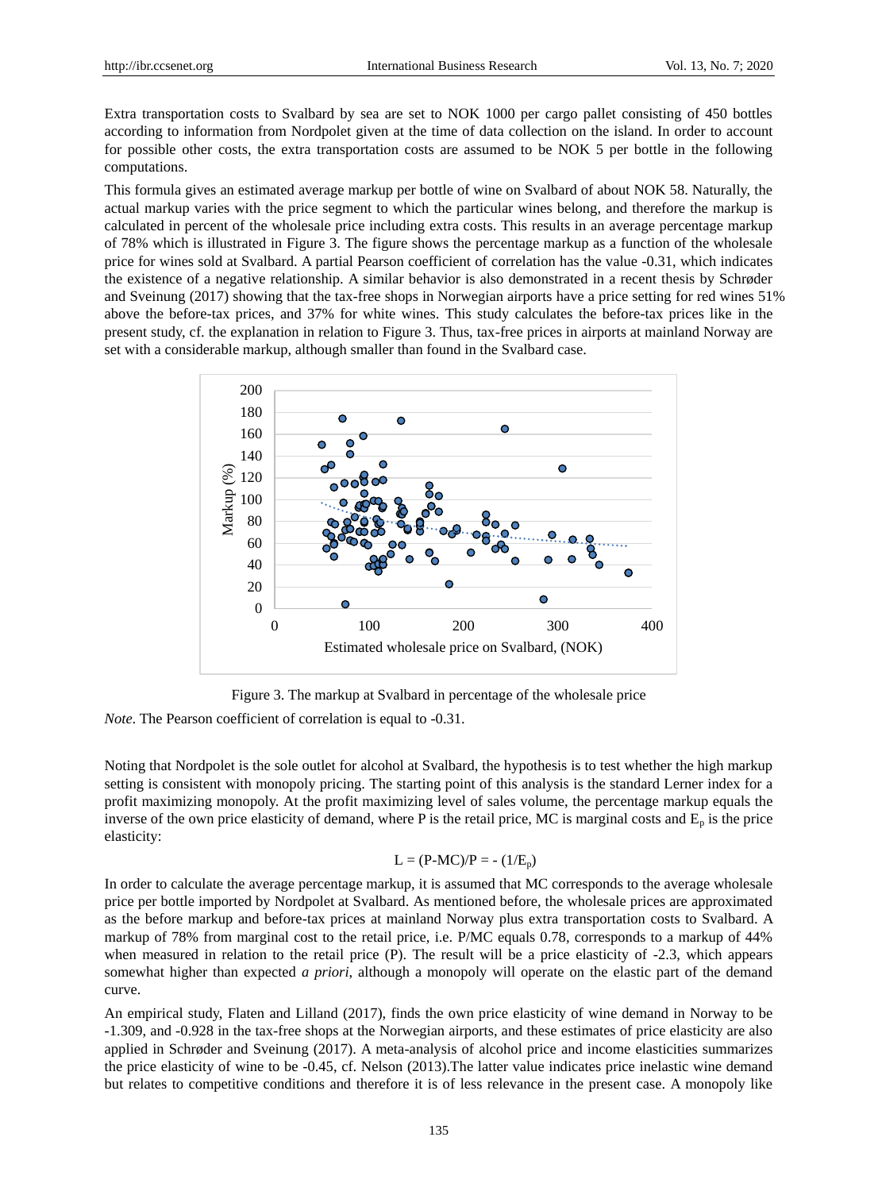Extra transportation costs to Svalbard by sea are set to NOK 1000 per cargo pallet consisting of 450 bottles according to information from Nordpolet given at the time of data collection on the island. In order to account for possible other costs, the extra transportation costs are assumed to be NOK 5 per bottle in the following computations.

This formula gives an estimated average markup per bottle of wine on Svalbard of about NOK 58. Naturally, the actual markup varies with the price segment to which the particular wines belong, and therefore the markup is calculated in percent of the wholesale price including extra costs. This results in an average percentage markup of 78% which is illustrated in Figure 3. The figure shows the percentage markup as a function of the wholesale price for wines sold at Svalbard. A partial Pearson coefficient of correlation has the value -0.31, which indicates the existence of a negative relationship. A similar behavior is also demonstrated in a recent thesis by Schrøder and Sveinung (2017) showing that the tax-free shops in Norwegian airports have a price setting for red wines 51% above the before-tax prices, and 37% for white wines. This study calculates the before-tax prices like in the present study, cf. the explanation in relation to Figure 3. Thus, tax-free prices in airports at mainland Norway are set with a considerable markup, although smaller than found in the Svalbard case.

Figure 3. The markup at Svalbard in percentage of the wholesale price

*Note*. The Pearson coefficient of correlation is equal to -0.31.

Noting that Nordpolet is the sole outlet for alcohol at Svalbard, the hypothesis is to test whether the high markup setting is consistent with monopoly pricing. The starting point of this analysis is the standard Lerner index for a profit maximizing monopoly. At the profit maximizing level of sales volume, the percentage markup equals the inverse of the own price elasticity of demand, where P is the retail price, MC is marginal costs and $E_p$ is the price elasticity:

$$L = (P\text{-}MC)/P = -(1/E_p)$$

In order to calculate the average percentage markup, it is assumed that MC corresponds to the average wholesale price per bottle imported by Nordpolet at Svalbard. As mentioned before, the wholesale prices are approximated as the before markup and before-tax prices at mainland Norway plus extra transportation costs to Svalbard. A markup of 78% from marginal cost to the retail price, i.e. P/MC equals 0.78, corresponds to a markup of 44% when measured in relation to the retail price (P). The result will be a price elasticity of -2.3, which appears somewhat higher than expected *a priori*, although a monopoly will operate on the elastic part of the demand curve.

An empirical study, Flaten and Lilland (2017), finds the own price elasticity of wine demand in Norway to be -1.309, and -0.928 in the tax-free shops at the Norwegian airports, and these estimates of price elasticity are also applied in Schrøder and Sveinung (2017). A meta-analysis of alcohol price and income elasticities summarizes the price elasticity of wine to be -0.45, cf. Nelson (2013).The latter value indicates price inelastic wine demand but relates to competitive conditions and therefore it is of less relevance in the present case. A monopoly like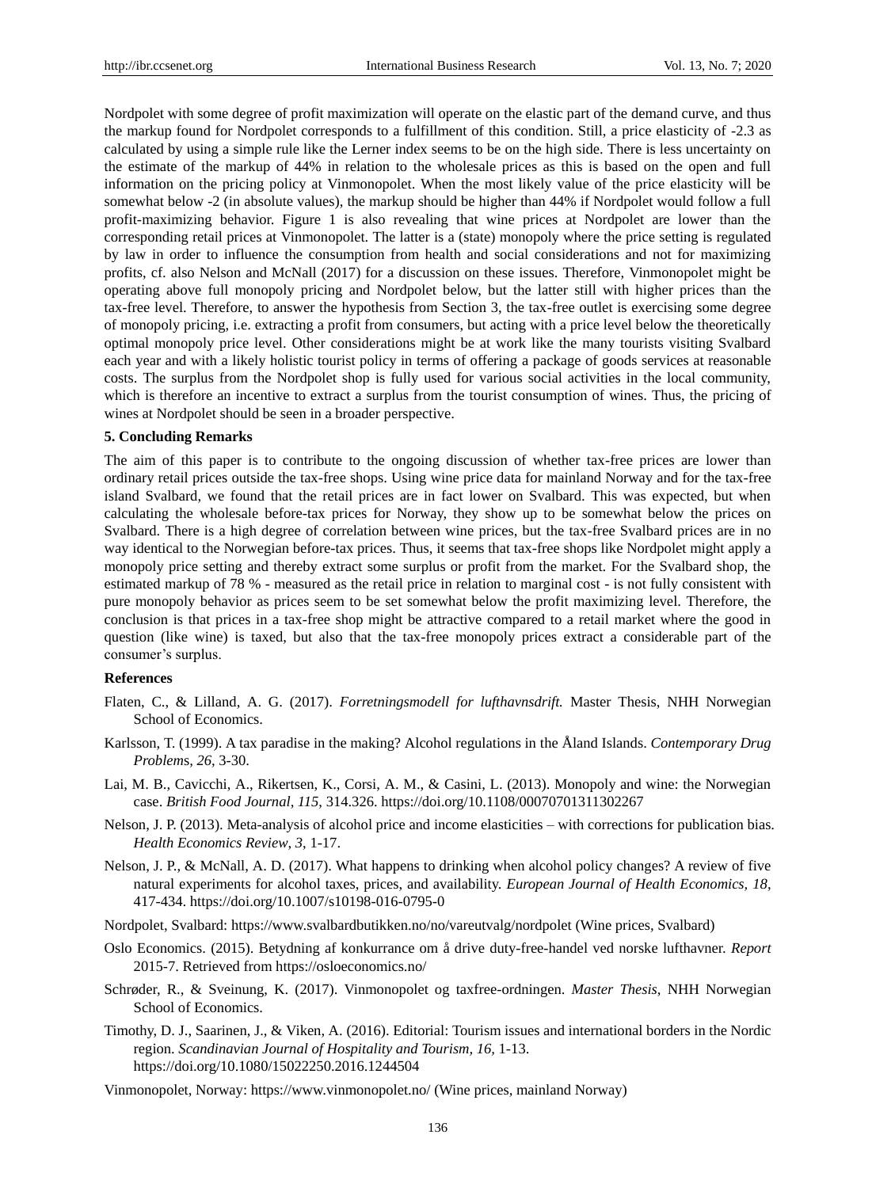Nordpolet with some degree of profit maximization will operate on the elastic part of the demand curve, and thus the markup found for Nordpolet corresponds to a fulfillment of this condition. Still, a price elasticity of -2.3 as calculated by using a simple rule like the Lerner index seems to be on the high side. There is less uncertainty on the estimate of the markup of 44% in relation to the wholesale prices as this is based on the open and full information on the pricing policy at Vinmonopolet. When the most likely value of the price elasticity will be somewhat below -2 (in absolute values), the markup should be higher than 44% if Nordpolet would follow a full profit-maximizing behavior. Figure 1 is also revealing that wine prices at Nordpolet are lower than the corresponding retail prices at Vinmonopolet. The latter is a (state) monopoly where the price setting is regulated by law in order to influence the consumption from health and social considerations and not for maximizing profits, cf. also Nelson and McNall (2017) for a discussion on these issues. Therefore, Vinmonopolet might be operating above full monopoly pricing and Nordpolet below, but the latter still with higher prices than the tax-free level. Therefore, to answer the hypothesis from Section 3, the tax-free outlet is exercising some degree of monopoly pricing, i.e. extracting a profit from consumers, but acting with a price level below the theoretically optimal monopoly price level. Other considerations might be at work like the many tourists visiting Svalbard each year and with a likely holistic tourist policy in terms of offering a package of goods services at reasonable costs. The surplus from the Nordpolet shop is fully used for various social activities in the local community, which is therefore an incentive to extract a surplus from the tourist consumption of wines. Thus, the pricing of wines at Nordpolet should be seen in a broader perspective.

## 5. Concluding Remarks

The aim of this paper is to contribute to the ongoing discussion of whether tax-free prices are lower than ordinary retail prices outside the tax-free shops. Using wine price data for mainland Norway and for the tax-free island Svalbard, we found that the retail prices are in fact lower on Svalbard. This was expected, but when calculating the wholesale before-tax prices for Norway, they show up to be somewhat below the prices on Svalbard. There is a high degree of correlation between wine prices, but the tax-free Svalbard prices are in no way identical to the Norwegian before-tax prices. Thus, it seems that tax-free shops like Nordpolet might apply a monopoly price setting and thereby extract some surplus or profit from the market. For the Svalbard shop, the estimated markup of 78 % - measured as the retail price in relation to marginal cost - is not fully consistent with pure monopoly behavior as prices seem to be set somewhat below the profit maximizing level. Therefore, the conclusion is that prices in a tax-free shop might be attractive compared to a retail market where the good in question (like wine) is taxed, but also that the tax-free monopoly prices extract a considerable part of the consumer's surplus.

## References

Flaten, C., & Lilland, A. G. (2017). *Forretningsmodell for lufthavnsdrift.* Master Thesis, NHH Norwegian School of Economics.

Karlsson, T. (1999). A tax paradise in the making? Alcohol regulations in the Åland Islands. *Contemporary Drug Problems, 26*, 3-30.

Lai, M. B., Cavicchi, A., Rikertsen, K., Corsi, A. M., & Casini, L. (2013). Monopoly and wine: the Norwegian case. *British Food Journal, 115*, 314.326. https://doi.org/10.1108/00070701311302267

Nelson, J. P. (2013). Meta-analysis of alcohol price and income elasticities – with corrections for publication bias. *Health Economics Review, 3*, 1-17.

Nelson, J. P., & McNall, A. D. (2017). What happens to drinking when alcohol policy changes? A review of five natural experiments for alcohol taxes, prices, and availability. *European Journal of Health Economics, 18*, 417-434. https://doi.org/10.1007/s10198-016-0795-0

Nordpolet, Svalbard: https://www.svalbardbutikken.no/no/vareutvalg/nordpolet (Wine prices, Svalbard)

Oslo Economics. (2015). Betydning af konkurrance om å drive duty-free-handel ved norske lufthavner. *Report* 2015-7. Retrieved from https://osloeconomics.no/

Schrøder, R., & Sveinung, K. (2017). Vinmonopolet og taxfree-ordningen. *Master Thesis*, NHH Norwegian School of Economics.

Timothy, D. J., Saarinen, J., & Viken, A. (2016). Editorial: Tourism issues and international borders in the Nordic region. *Scandinavian Journal of Hospitality and Tourism, 16*, 1-13. https://doi.org/10.1080/15022250.2016.1244504

Vinmonopolet, Norway: https://www.vinmonopolet.no/ (Wine prices, mainland Norway)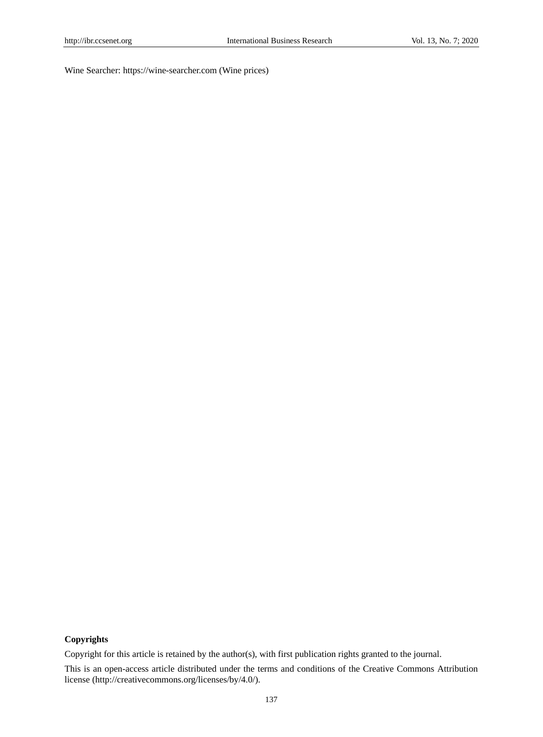Wine Searcher: https://wine-searcher.com (Wine prices)

## Copyrights

Copyright for this article is retained by the author(s), with first publication rights granted to the journal.

This is an open-access article distributed under the terms and conditions of the Creative Commons Attribution license (http://creativecommons.org/licenses/by/4.0/).